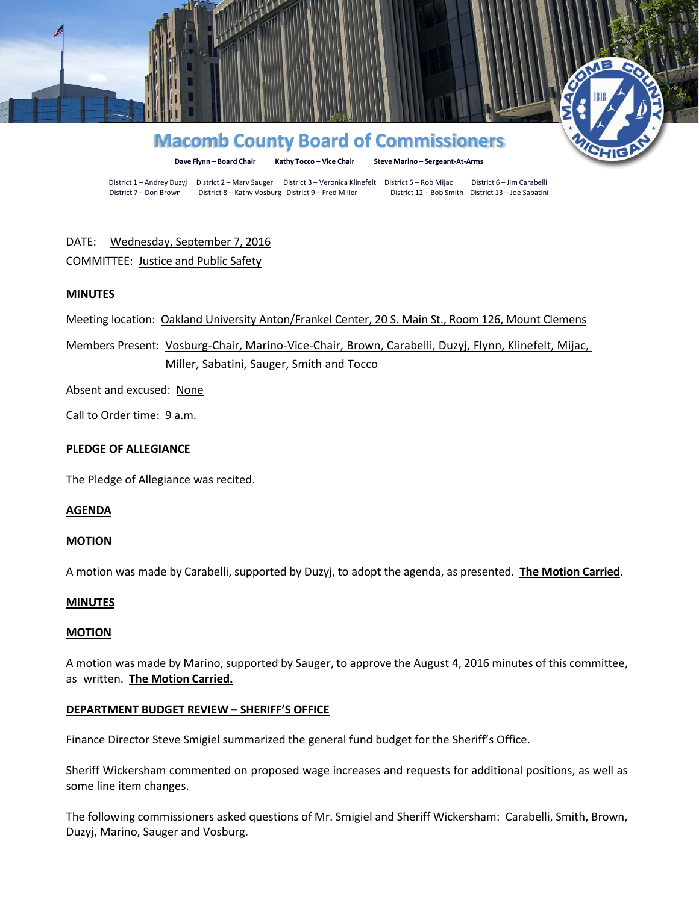# Macomb County Board of Commissioners

**Dave Flynn – Board Chair** **Kathy Tocco – Vice Chair** **Steve Marino – Sergeant-At-Arms**

District 1 – Andrey Duzyj District 2 – Marv Sauger District 3 – Veronica Klinefelt District 5 – Rob Mijac District 6 – Jim Carabelli District 7 – Don Brown District 8 – Kathy Vosburg District 9 – Fred Miller District 12 – Bob Smith District 13 – Joe Sabatini

DATE: Wednesday, September 7, 2016

COMMITTEE: Justice and Public Safety

**MINUTES**

Meeting location: Oakland University Anton/Frankel Center, 20 S. Main St., Room 126, Mount Clemens

Members Present: Vosburg-Chair, Marino-Vice-Chair, Brown, Carabelli, Duzyj, Flynn, Klinefelt, Mijac, Miller, Sabatini, Sauger, Smith and Tocco

Absent and excused: None

Call to Order time: 9 a.m.

**PLEDGE OF ALLEGIANCE**

The Pledge of Allegiance was recited.

**AGENDA**

**MOTION**

A motion was made by Carabelli, supported by Duzyj, to adopt the agenda, as presented. **The Motion Carried**.

**MINUTES**

**MOTION**

A motion was made by Marino, supported by Sauger, to approve the August 4, 2016 minutes of this committee, as written. **The Motion Carried.**

**DEPARTMENT BUDGET REVIEW – SHERIFF'S OFFICE**

Finance Director Steve Smigiel summarized the general fund budget for the Sheriff's Office.

Sheriff Wickersham commented on proposed wage increases and requests for additional positions, as well as some line item changes.

The following commissioners asked questions of Mr. Smigiel and Sheriff Wickersham: Carabelli, Smith, Brown, Duzyj, Marino, Sauger and Vosburg.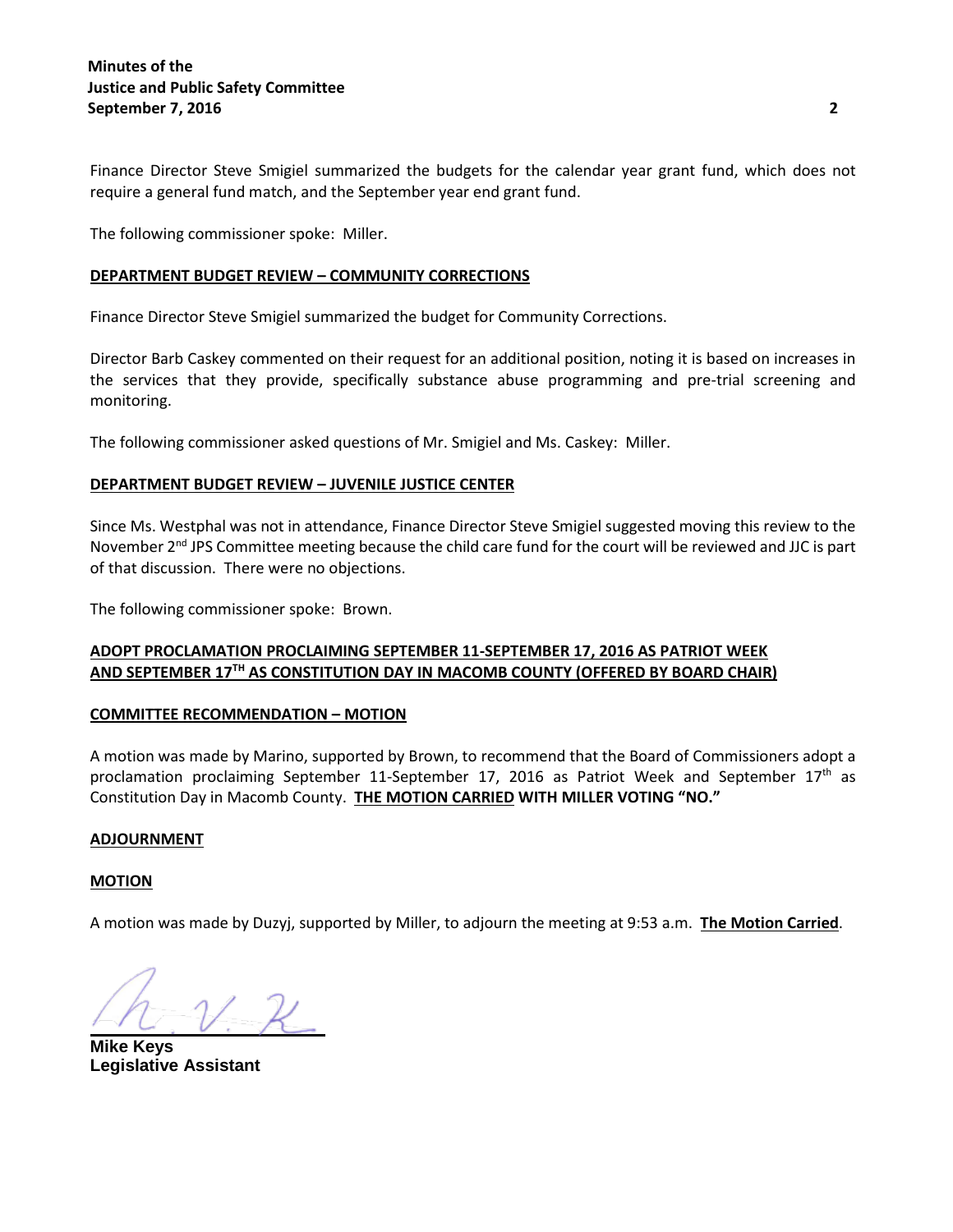Finance Director Steve Smigiel summarized the budgets for the calendar year grant fund, which does not require a general fund match, and the September year end grant fund.

The following commissioner spoke: Miller.

**DEPARTMENT BUDGET REVIEW – COMMUNITY CORRECTIONS**

Finance Director Steve Smigiel summarized the budget for Community Corrections.

Director Barb Caskey commented on their request for an additional position, noting it is based on increases in the services that they provide, specifically substance abuse programming and pre-trial screening and monitoring.

The following commissioner asked questions of Mr. Smigiel and Ms. Caskey: Miller.

**DEPARTMENT BUDGET REVIEW – JUVENILE JUSTICE CENTER**

Since Ms. Westphal was not in attendance, Finance Director Steve Smigiel suggested moving this review to the November 2nd JPS Committee meeting because the child care fund for the court will be reviewed and JJC is part of that discussion. There were no objections.

The following commissioner spoke: Brown.

**ADOPT PROCLAMATION PROCLAIMING SEPTEMBER 11-SEPTEMBER 17, 2016 AS PATRIOT WEEK AND SEPTEMBER 17TH AS CONSTITUTION DAY IN MACOMB COUNTY (OFFERED BY BOARD CHAIR)**

**COMMITTEE RECOMMENDATION – MOTION**

A motion was made by Marino, supported by Brown, to recommend that the Board of Commissioners adopt a proclamation proclaiming September 11-September 17, 2016 as Patriot Week and September 17th as Constitution Day in Macomb County. **THE MOTION CARRIED WITH MILLER VOTING "NO."**

**ADJOURNMENT**

**MOTION**

A motion was made by Duzyj, supported by Miller, to adjourn the meeting at 9:53 a.m. **The Motion Carried**.

**Mike Keys**
**Legislative Assistant**